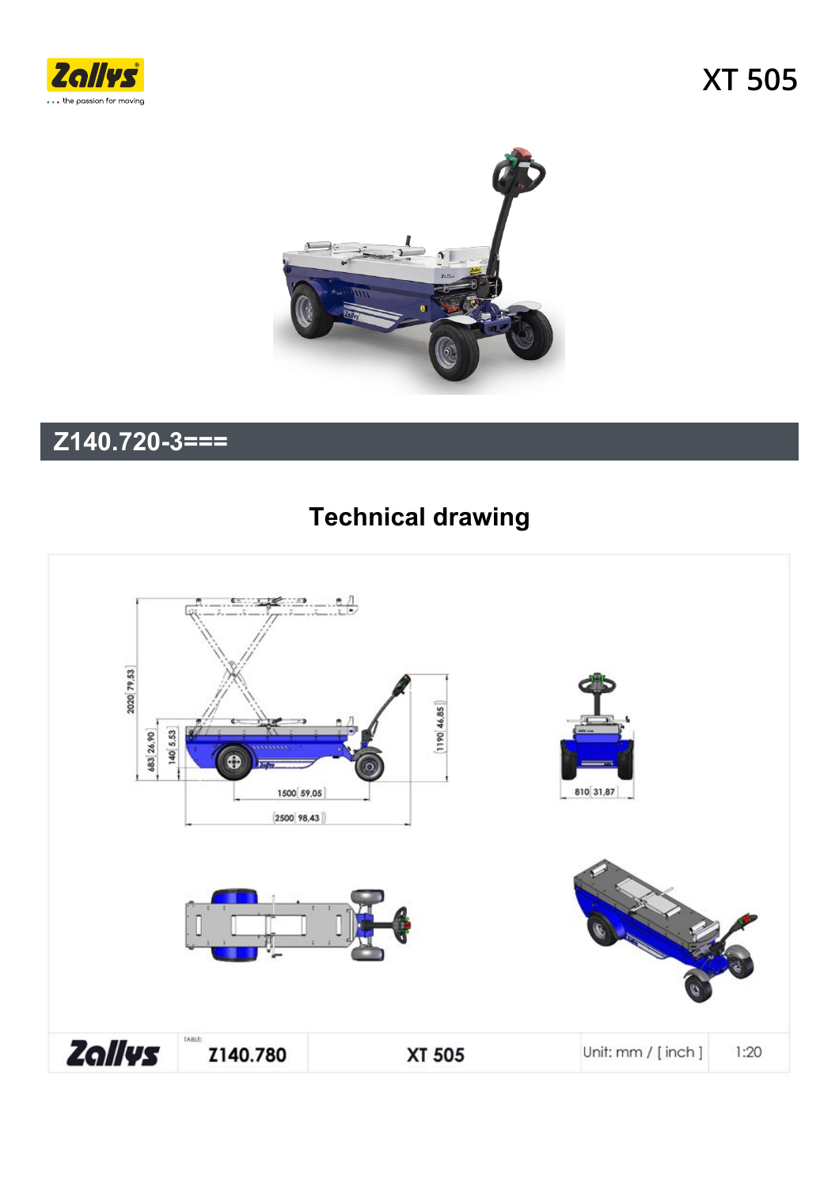# XT 505

## Z140.720-3===

### Technical drawing

2020 | 79,53

683 | 26,90

140 | 5,53

1190 | 46,85

1500 | 59,05

2500 | 98,43

810 | 31,87

| Zallys | TABLE: Z140.780 | XT 505 | Unit: mm / [ inch ] | 1:20 |
| --- | --- | --- | --- | --- |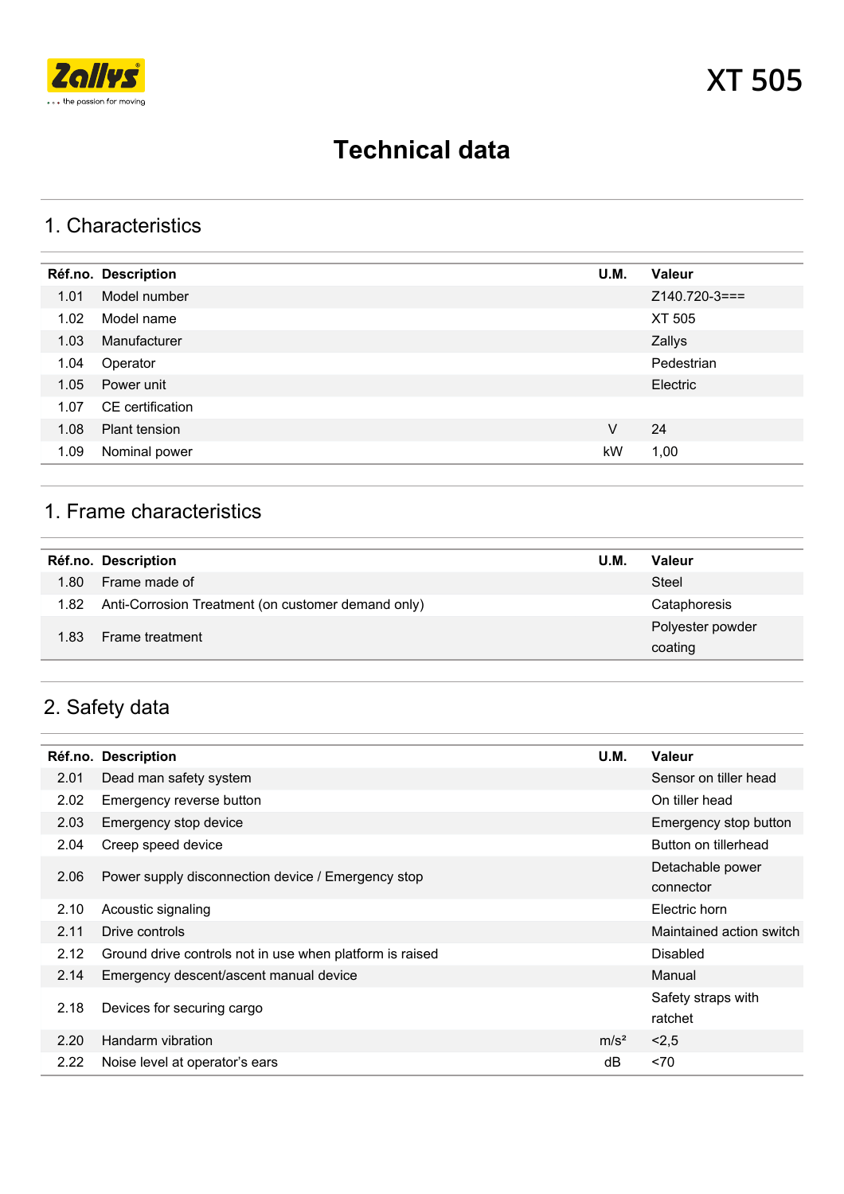# XT 505

# Technical data

## 1. Characteristics

| Réf.no. | Description | U.M. | Valeur |
|---|---|---|---|
| 1.01 | Model number | | Z140.720-3=== |
| 1.02 | Model name | | XT 505 |
| 1.03 | Manufacturer | | Zallys |
| 1.04 | Operator | | Pedestrian |
| 1.05 | Power unit | | Electric |
| 1.07 | CE certification | | |
| 1.08 | Plant tension | V | 24 |
| 1.09 | Nominal power | kW | 1,00 |

## 1. Frame characteristics

| Réf.no. | Description | U.M. | Valeur |
|---|---|---|---|
| 1.80 | Frame made of | | Steel |
| 1.82 | Anti-Corrosion Treatment (on customer demand only) | | Cataphoresis |
| 1.83 | Frame treatment | | Polyester powder coating |

## 2. Safety data

| Réf.no. | Description | U.M. | Valeur |
|---|---|---|---|
| 2.01 | Dead man safety system | | Sensor on tiller head |
| 2.02 | Emergency reverse button | | On tiller head |
| 2.03 | Emergency stop device | | Emergency stop button |
| 2.04 | Creep speed device | | Button on tillerhead |
| 2.06 | Power supply disconnection device / Emergency stop | | Detachable power connector |
| 2.10 | Acoustic signaling | | Electric horn |
| 2.11 | Drive controls | | Maintained action switch |
| 2.12 | Ground drive controls not in use when platform is raised | | Disabled |
| 2.14 | Emergency descent/ascent manual device | | Manual |
| 2.18 | Devices for securing cargo | | Safety straps with ratchet |
| 2.20 | Handarm vibration | m/s² | <2,5 |
| 2.22 | Noise level at operator's ears | dB | <70 |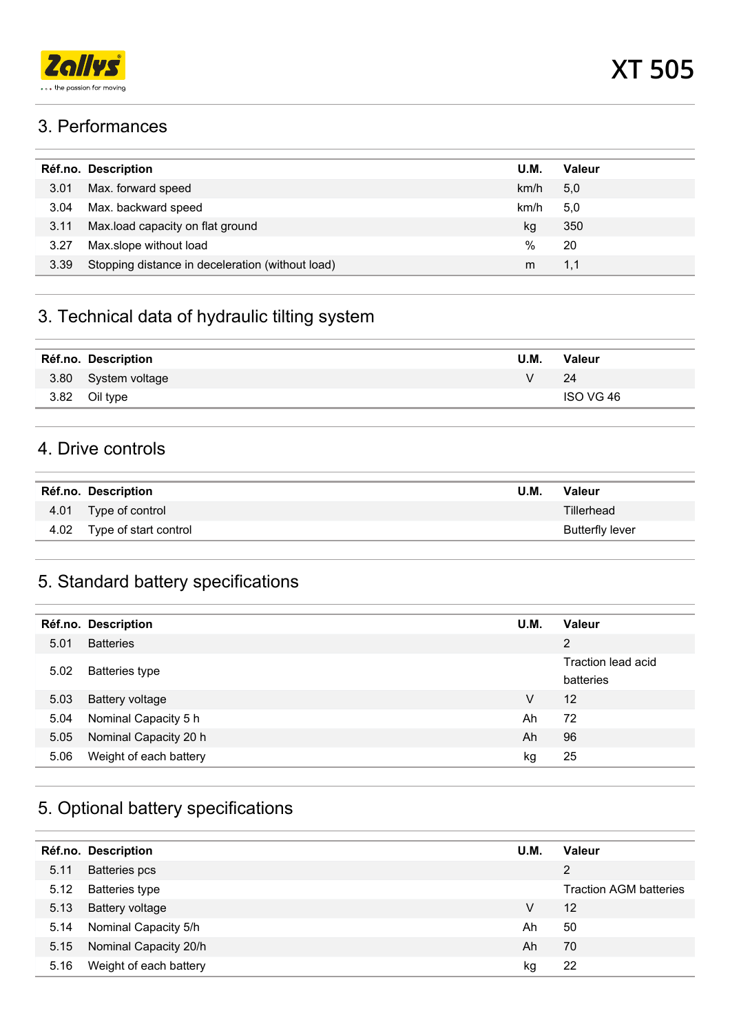## 3. Performances

| Réf.no. | Description | U.M. | Valeur |
|---|---|---|---|
| 3.01 | Max. forward speed | km/h | 5,0 |
| 3.04 | Max. backward speed | km/h | 5,0 |
| 3.11 | Max.load capacity on flat ground | kg | 350 |
| 3.27 | Max.slope without load | % | 20 |
| 3.39 | Stopping distance in deceleration (without load) | m | 1,1 |

## 3. Technical data of hydraulic tilting system

| Réf.no. | Description | U.M. | Valeur |
|---|---|---|---|
| 3.80 | System voltage | V | 24 |
| 3.82 | Oil type | | ISO VG 46 |

## 4. Drive controls

| Réf.no. | Description | U.M. | Valeur |
|---|---|---|---|
| 4.01 | Type of control | | Tillerhead |
| 4.02 | Type of start control | | Butterfly lever |

## 5. Standard battery specifications

| Réf.no. | Description | U.M. | Valeur |
|---|---|---|---|
| 5.01 | Batteries | | 2 |
| 5.02 | Batteries type | | Traction lead acid batteries |
| 5.03 | Battery voltage | V | 12 |
| 5.04 | Nominal Capacity 5 h | Ah | 72 |
| 5.05 | Nominal Capacity 20 h | Ah | 96 |
| 5.06 | Weight of each battery | kg | 25 |

## 5. Optional battery specifications

| Réf.no. | Description | U.M. | Valeur |
|---|---|---|---|
| 5.11 | Batteries pcs | | 2 |
| 5.12 | Batteries type | | Traction AGM batteries |
| 5.13 | Battery voltage | V | 12 |
| 5.14 | Nominal Capacity 5/h | Ah | 50 |
| 5.15 | Nominal Capacity 20/h | Ah | 70 |
| 5.16 | Weight of each battery | kg | 22 |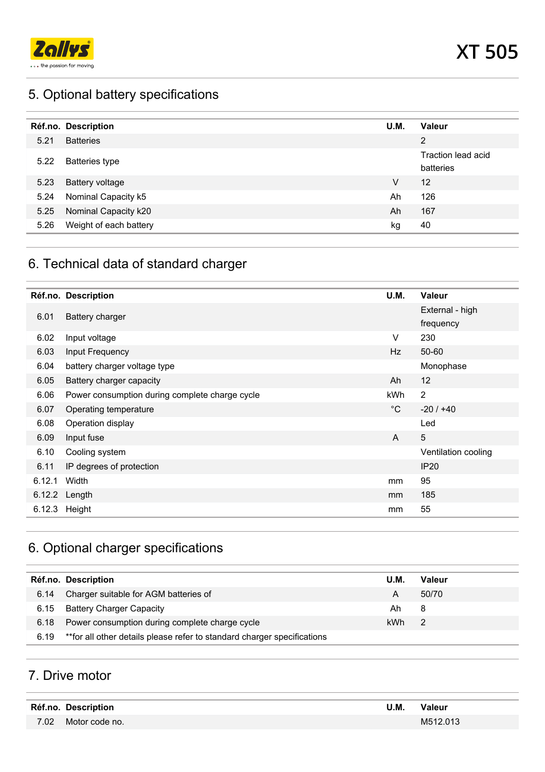## 5. Optional battery specifications

| Réf.no. | Description | U.M. | Valeur |
|---|---|---|---|
| 5.21 | Batteries | | 2 |
| 5.22 | Batteries type | | Traction lead acid batteries |
| 5.23 | Battery voltage | V | 12 |
| 5.24 | Nominal Capacity k5 | Ah | 126 |
| 5.25 | Nominal Capacity k20 | Ah | 167 |
| 5.26 | Weight of each battery | kg | 40 |

## 6. Technical data of standard charger

| Réf.no. | Description | U.M. | Valeur |
|---|---|---|---|
| 6.01 | Battery charger | | External - high frequency |
| 6.02 | Input voltage | V | 230 |
| 6.03 | Input Frequency | Hz | 50-60 |
| 6.04 | battery charger voltage type | | Monophase |
| 6.05 | Battery charger capacity | Ah | 12 |
| 6.06 | Power consumption during complete charge cycle | kWh | 2 |
| 6.07 | Operating temperature | °C | -20 / +40 |
| 6.08 | Operation display | | Led |
| 6.09 | Input fuse | A | 5 |
| 6.10 | Cooling system | | Ventilation cooling |
| 6.11 | IP degrees of protection | | IP20 |
| 6.12.1 | Width | mm | 95 |
| 6.12.2 | Length | mm | 185 |
| 6.12.3 | Height | mm | 55 |

## 6. Optional charger specifications

| Réf.no. | Description | U.M. | Valeur |
|---|---|---|---|
| 6.14 | Charger suitable for AGM batteries of | A | 50/70 |
| 6.15 | Battery Charger Capacity | Ah | 8 |
| 6.18 | Power consumption during complete charge cycle | kWh | 2 |
| 6.19 | **for all other details please refer to standard charger specifications | | |

## 7. Drive motor

| Réf.no. | Description | U.M. | Valeur |
|---|---|---|---|
| 7.02 | Motor code no. | | M512.013 |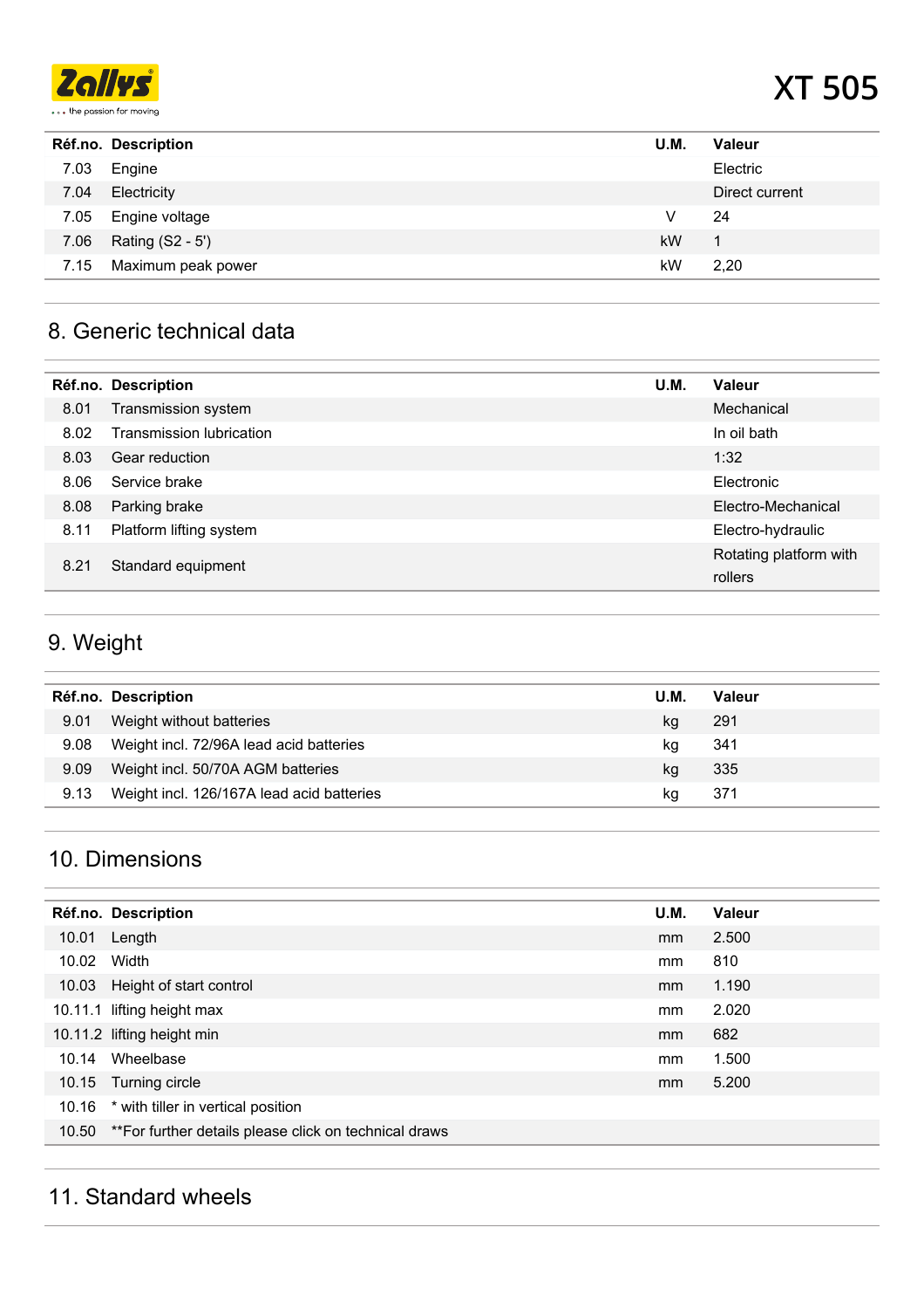| Réf.no. | Description | U.M. | Valeur |
|---|---|---|---|
| 7.03 | Engine | | Electric |
| 7.04 | Electricity | | Direct current |
| 7.05 | Engine voltage | V | 24 |
| 7.06 | Rating (S2 - 5') | kW | 1 |
| 7.15 | Maximum peak power | kW | 2,20 |

## 8. Generic technical data

| Réf.no. | Description | U.M. | Valeur |
|---|---|---|---|
| 8.01 | Transmission system | | Mechanical |
| 8.02 | Transmission lubrication | | In oil bath |
| 8.03 | Gear reduction | | 1:32 |
| 8.06 | Service brake | | Electronic |
| 8.08 | Parking brake | | Electro-Mechanical |
| 8.11 | Platform lifting system | | Electro-hydraulic |
| 8.21 | Standard equipment | | Rotating platform with rollers |

## 9. Weight

| Réf.no. | Description | U.M. | Valeur |
|---|---|---|---|
| 9.01 | Weight without batteries | kg | 291 |
| 9.08 | Weight incl. 72/96A lead acid batteries | kg | 341 |
| 9.09 | Weight incl. 50/70A AGM batteries | kg | 335 |
| 9.13 | Weight incl. 126/167A lead acid batteries | kg | 371 |

## 10. Dimensions

| Réf.no. | Description | U.M. | Valeur |
|---|---|---|---|
| 10.01 | Length | mm | 2.500 |
| 10.02 | Width | mm | 810 |
| 10.03 | Height of start control | mm | 1.190 |
| 10.11.1 | lifting height max | mm | 2.020 |
| 10.11.2 | lifting height min | mm | 682 |
| 10.14 | Wheelbase | mm | 1.500 |
| 10.15 | Turning circle | mm | 5.200 |
| 10.16 | * with tiller in vertical position | | |
| 10.50 | **For further details please click on technical draws | | |

## 11. Standard wheels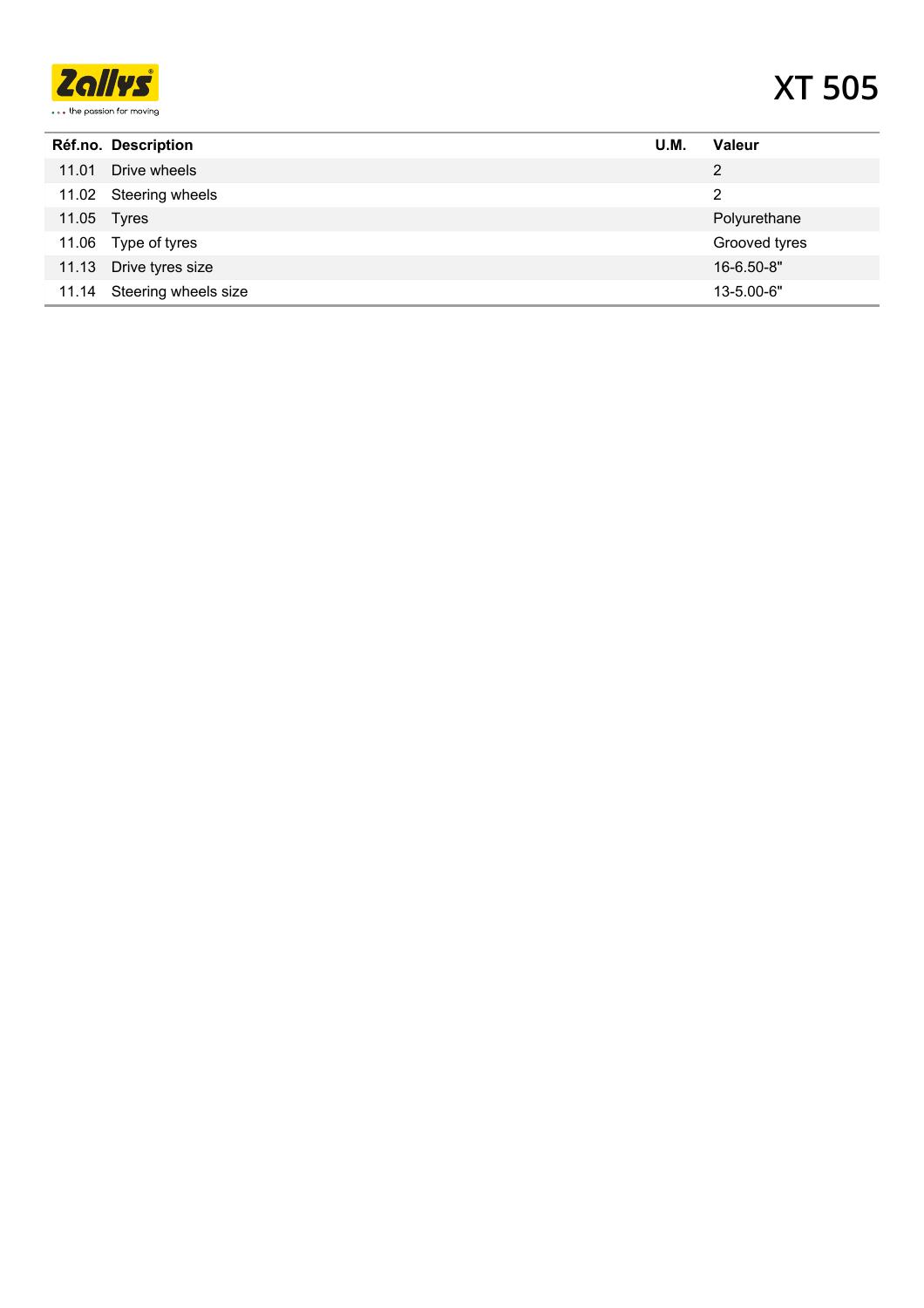| Réf.no. | Description | U.M. | Valeur |
|---|---|---|---|
| 11.01 | Drive wheels | | 2 |
| 11.02 | Steering wheels | | 2 |
| 11.05 | Tyres | | Polyurethane |
| 11.06 | Type of tyres | | Grooved tyres |
| 11.13 | Drive tyres size | | 16-6.50-8" |
| 11.14 | Steering wheels size | | 13-5.00-6" |